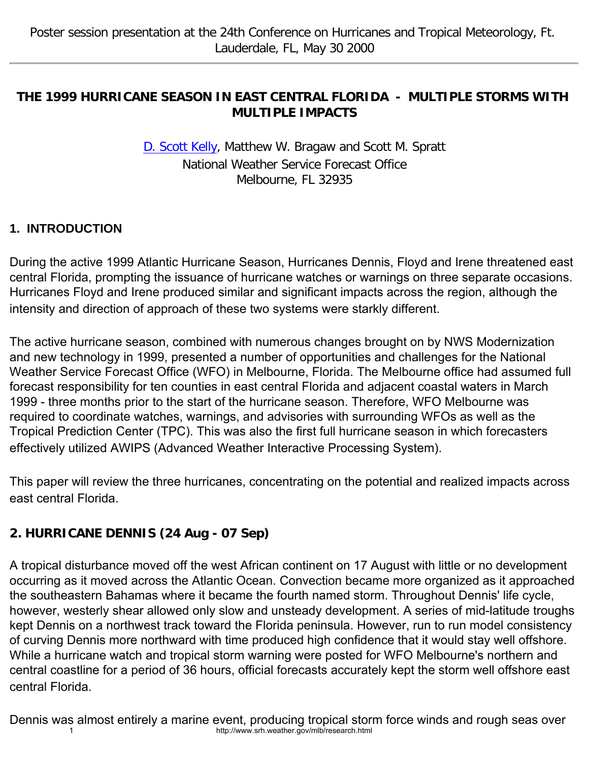Poster session presentation at the 24th Conference on Hurricanes and Tropical Meteorology, Ft. Lauderdale, FL, May 30 2000

# THE 1999 HURRICANE SEASON IN EAST CENTRAL FLORIDA - MULTIPLE STORMS WITH MULTIPLE IMPACTS

D. Scott Kelly, Matthew W. Bragaw and Scott M. Spratt
National Weather Service Forecast Office
Melbourne, FL 32935

## 1. INTRODUCTION

During the active 1999 Atlantic Hurricane Season, Hurricanes Dennis, Floyd and Irene threatened east central Florida, prompting the issuance of hurricane watches or warnings on three separate occasions. Hurricanes Floyd and Irene produced similar and significant impacts across the region, although the intensity and direction of approach of these two systems were starkly different.

The active hurricane season, combined with numerous changes brought on by NWS Modernization and new technology in 1999, presented a number of opportunities and challenges for the National Weather Service Forecast Office (WFO) in Melbourne, Florida. The Melbourne office had assumed full forecast responsibility for ten counties in east central Florida and adjacent coastal waters in March 1999 - three months prior to the start of the hurricane season. Therefore, WFO Melbourne was required to coordinate watches, warnings, and advisories with surrounding WFOs as well as the Tropical Prediction Center (TPC). This was also the first full hurricane season in which forecasters effectively utilized AWIPS (Advanced Weather Interactive Processing System).

This paper will review the three hurricanes, concentrating on the potential and realized impacts across east central Florida.

## 2. HURRICANE DENNIS (24 Aug - 07 Sep)

A tropical disturbance moved off the west African continent on 17 August with little or no development occurring as it moved across the Atlantic Ocean. Convection became more organized as it approached the southeastern Bahamas where it became the fourth named storm. Throughout Dennis' life cycle, however, westerly shear allowed only slow and unsteady development. A series of mid-latitude troughs kept Dennis on a northwest track toward the Florida peninsula. However, run to run model consistency of curving Dennis more northward with time produced high confidence that it would stay well offshore. While a hurricane watch and tropical storm warning were posted for WFO Melbourne's northern and central coastline for a period of 36 hours, official forecasts accurately kept the storm well offshore east central Florida.

Dennis was almost entirely a marine event, producing tropical storm force winds and rough seas over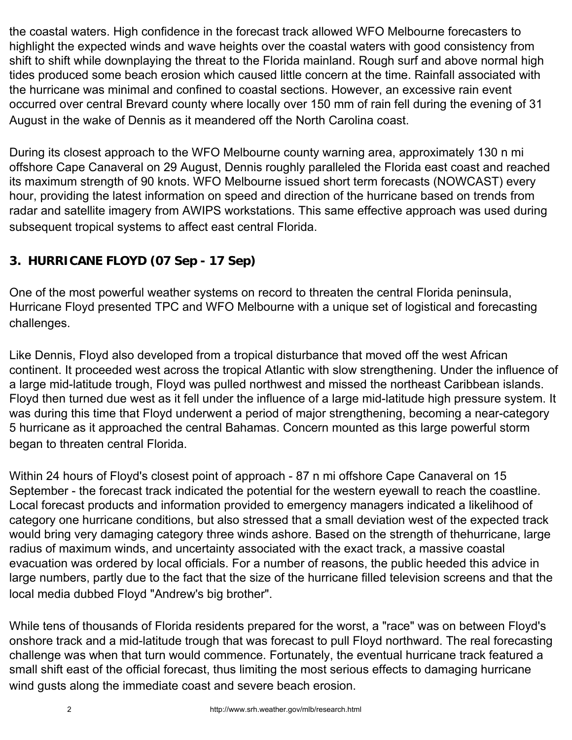the coastal waters. High confidence in the forecast track allowed WFO Melbourne forecasters to highlight the expected winds and wave heights over the coastal waters with good consistency from shift to shift while downplaying the threat to the Florida mainland. Rough surf and above normal high tides produced some beach erosion which caused little concern at the time. Rainfall associated with the hurricane was minimal and confined to coastal sections. However, an excessive rain event occurred over central Brevard county where locally over 150 mm of rain fell during the evening of 31 August in the wake of Dennis as it meandered off the North Carolina coast.

During its closest approach to the WFO Melbourne county warning area, approximately 130 n mi offshore Cape Canaveral on 29 August, Dennis roughly paralleled the Florida east coast and reached its maximum strength of 90 knots. WFO Melbourne issued short term forecasts (NOWCAST) every hour, providing the latest information on speed and direction of the hurricane based on trends from radar and satellite imagery from AWIPS workstations. This same effective approach was used during subsequent tropical systems to affect east central Florida.

## 3. HURRICANE FLOYD (07 Sep - 17 Sep)

One of the most powerful weather systems on record to threaten the central Florida peninsula, Hurricane Floyd presented TPC and WFO Melbourne with a unique set of logistical and forecasting challenges.

Like Dennis, Floyd also developed from a tropical disturbance that moved off the west African continent. It proceeded west across the tropical Atlantic with slow strengthening. Under the influence of a large mid-latitude trough, Floyd was pulled northwest and missed the northeast Caribbean islands. Floyd then turned due west as it fell under the influence of a large mid-latitude high pressure system. It was during this time that Floyd underwent a period of major strengthening, becoming a near-category 5 hurricane as it approached the central Bahamas. Concern mounted as this large powerful storm began to threaten central Florida.

Within 24 hours of Floyd's closest point of approach - 87 n mi offshore Cape Canaveral on 15 September - the forecast track indicated the potential for the western eyewall to reach the coastline. Local forecast products and information provided to emergency managers indicated a likelihood of category one hurricane conditions, but also stressed that a small deviation west of the expected track would bring very damaging category three winds ashore. Based on the strength of thehurricane, large radius of maximum winds, and uncertainty associated with the exact track, a massive coastal evacuation was ordered by local officials. For a number of reasons, the public heeded this advice in large numbers, partly due to the fact that the size of the hurricane filled television screens and that the local media dubbed Floyd "Andrew's big brother".

While tens of thousands of Florida residents prepared for the worst, a "race" was on between Floyd's onshore track and a mid-latitude trough that was forecast to pull Floyd northward. The real forecasting challenge was when that turn would commence. Fortunately, the eventual hurricane track featured a small shift east of the official forecast, thus limiting the most serious effects to damaging hurricane wind gusts along the immediate coast and severe beach erosion.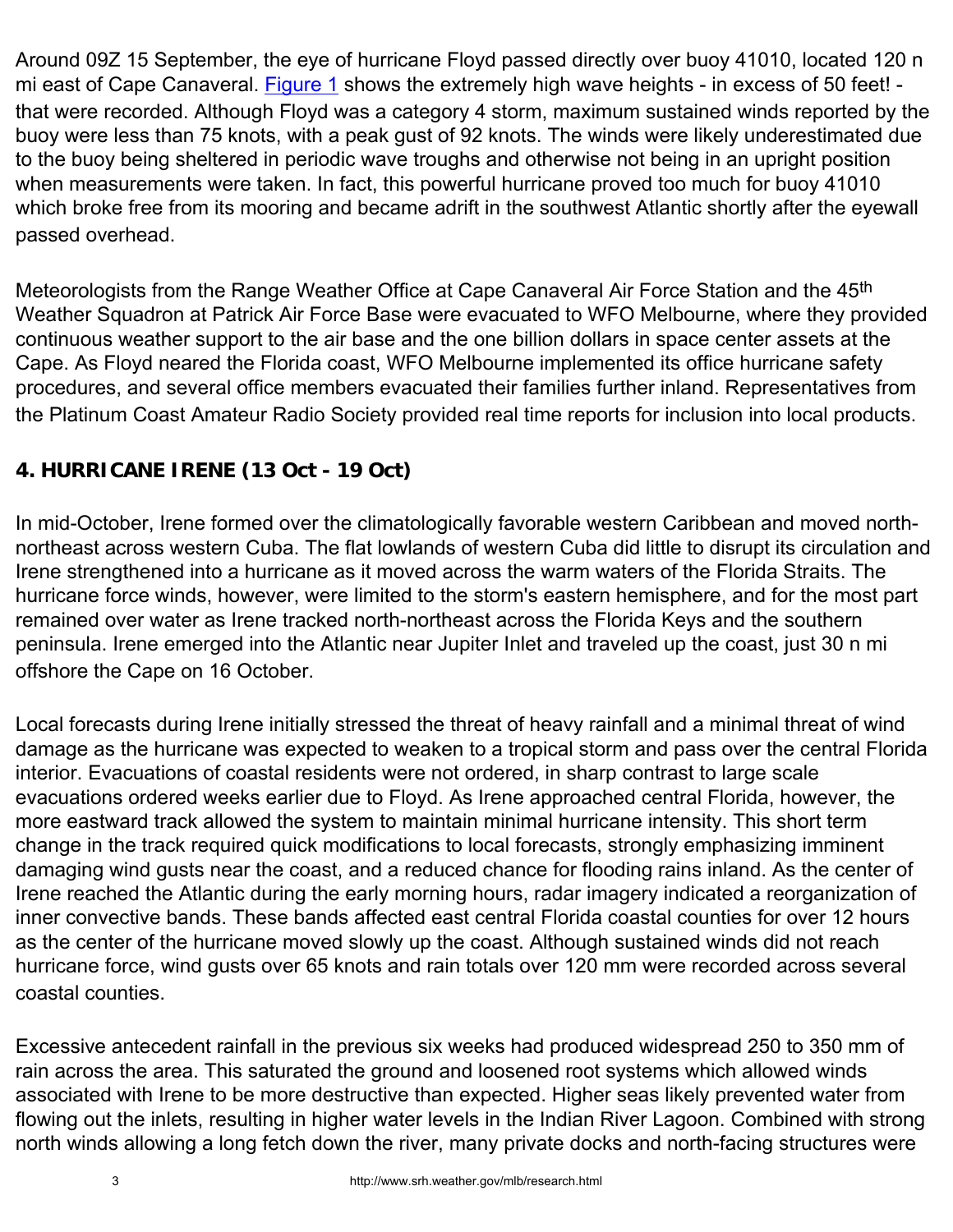Around 09Z 15 September, the eye of hurricane Floyd passed directly over buoy 41010, located 120 n mi east of Cape Canaveral. Figure 1 shows the extremely high wave heights - in excess of 50 feet! - that were recorded. Although Floyd was a category 4 storm, maximum sustained winds reported by the buoy were less than 75 knots, with a peak gust of 92 knots. The winds were likely underestimated due to the buoy being sheltered in periodic wave troughs and otherwise not being in an upright position when measurements were taken. In fact, this powerful hurricane proved too much for buoy 41010 which broke free from its mooring and became adrift in the southwest Atlantic shortly after the eyewall passed overhead.

Meteorologists from the Range Weather Office at Cape Canaveral Air Force Station and the 45th Weather Squadron at Patrick Air Force Base were evacuated to WFO Melbourne, where they provided continuous weather support to the air base and the one billion dollars in space center assets at the Cape. As Floyd neared the Florida coast, WFO Melbourne implemented its office hurricane safety procedures, and several office members evacuated their families further inland. Representatives from the Platinum Coast Amateur Radio Society provided real time reports for inclusion into local products.

## 4. HURRICANE IRENE (13 Oct - 19 Oct)

In mid-October, Irene formed over the climatologically favorable western Caribbean and moved north-northeast across western Cuba. The flat lowlands of western Cuba did little to disrupt its circulation and Irene strengthened into a hurricane as it moved across the warm waters of the Florida Straits. The hurricane force winds, however, were limited to the storm's eastern hemisphere, and for the most part remained over water as Irene tracked north-northeast across the Florida Keys and the southern peninsula. Irene emerged into the Atlantic near Jupiter Inlet and traveled up the coast, just 30 n mi offshore the Cape on 16 October.

Local forecasts during Irene initially stressed the threat of heavy rainfall and a minimal threat of wind damage as the hurricane was expected to weaken to a tropical storm and pass over the central Florida interior. Evacuations of coastal residents were not ordered, in sharp contrast to large scale evacuations ordered weeks earlier due to Floyd. As Irene approached central Florida, however, the more eastward track allowed the system to maintain minimal hurricane intensity. This short term change in the track required quick modifications to local forecasts, strongly emphasizing imminent damaging wind gusts near the coast, and a reduced chance for flooding rains inland. As the center of Irene reached the Atlantic during the early morning hours, radar imagery indicated a reorganization of inner convective bands. These bands affected east central Florida coastal counties for over 12 hours as the center of the hurricane moved slowly up the coast. Although sustained winds did not reach hurricane force, wind gusts over 65 knots and rain totals over 120 mm were recorded across several coastal counties.

Excessive antecedent rainfall in the previous six weeks had produced widespread 250 to 350 mm of rain across the area. This saturated the ground and loosened root systems which allowed winds associated with Irene to be more destructive than expected. Higher seas likely prevented water from flowing out the inlets, resulting in higher water levels in the Indian River Lagoon. Combined with strong north winds allowing a long fetch down the river, many private docks and north-facing structures were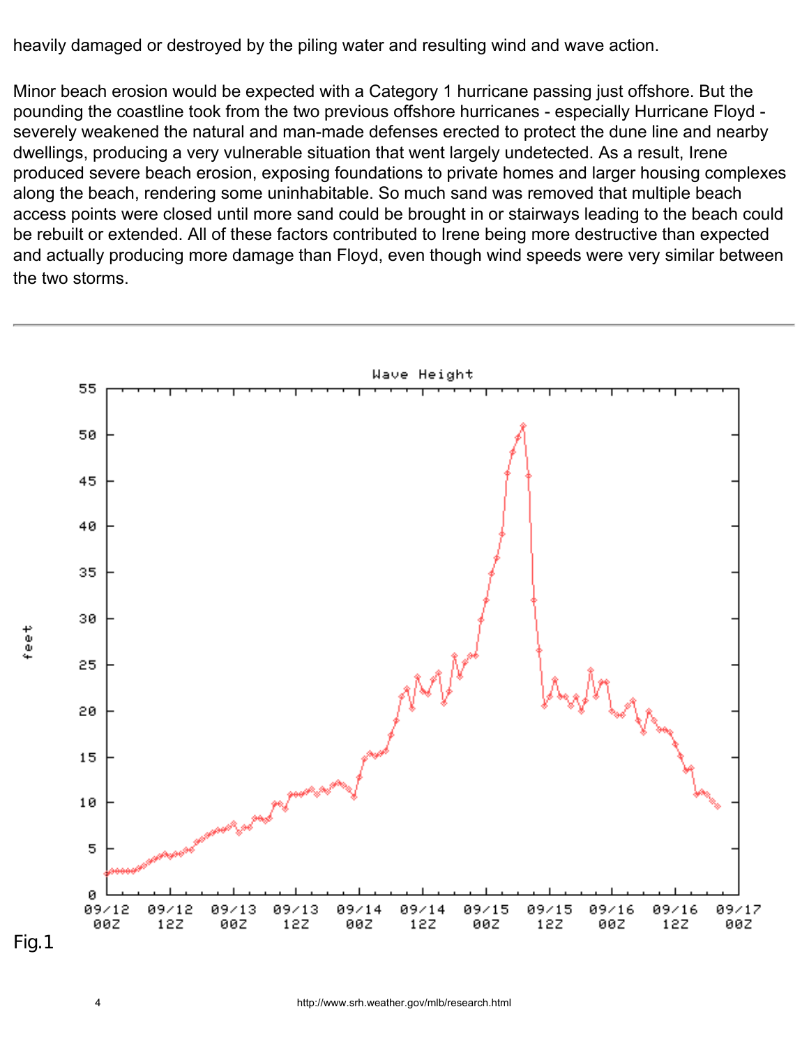heavily damaged or destroyed by the piling water and resulting wind and wave action.

Minor beach erosion would be expected with a Category 1 hurricane passing just offshore. But the pounding the coastline took from the two previous offshore hurricanes - especially Hurricane Floyd - severely weakened the natural and man-made defenses erected to protect the dune line and nearby dwellings, producing a very vulnerable situation that went largely undetected. As a result, Irene produced severe beach erosion, exposing foundations to private homes and larger housing complexes along the beach, rendering some uninhabitable. So much sand was removed that multiple beach access points were closed until more sand could be brought in or stairways leading to the beach could be rebuilt or extended. All of these factors contributed to Irene being more destructive than expected and actually producing more damage than Floyd, even though wind speeds were very similar between the two storms.

---

Wave Height

feet

55
50
45
40
35
30
25
20
15
10
5
0

09/12 00Z
09/12 12Z
09/13 00Z
09/13 12Z
09/14 00Z
09/14 12Z
09/15 00Z
09/15 12Z
09/16 00Z
09/16 12Z
09/17 00Z

Fig.1

http://www.srh.weather.gov/mlb/research.html